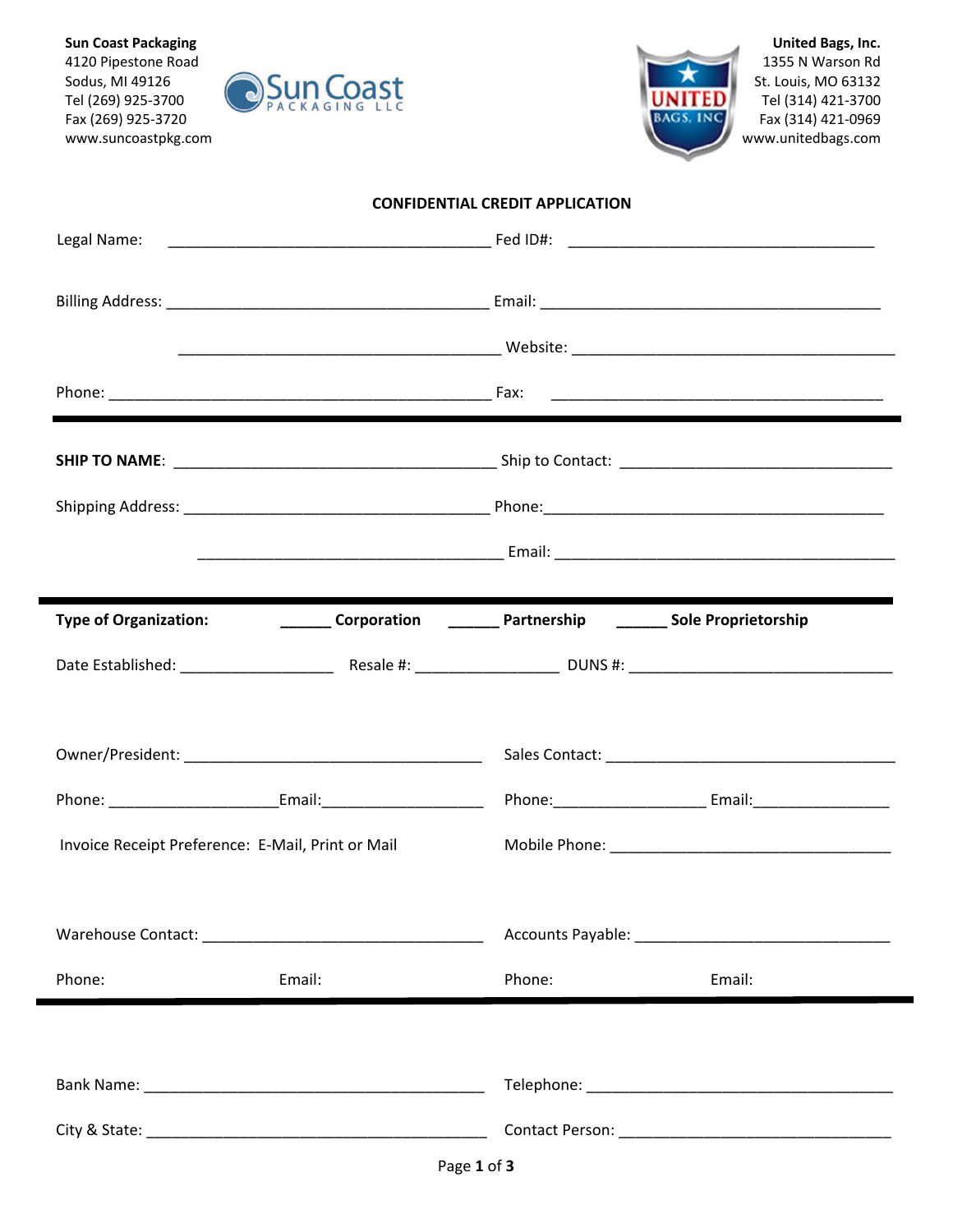**Sun Coast Packaging**
4120 Pipestone Road
Sodus, MI 49126
Tel (269) 925-3700
Fax (269) 925-3720
www.suncoastpkg.com

**United Bags, Inc.**
1355 N Warson Rd
St. Louis, MO 63132
Tel (314) 421-3700
Fax (314) 421-0969
www.unitedbags.com

## CONFIDENTIAL CREDIT APPLICATION

Legal Name: _____________________________________ Fed ID#: ___________________________________

Billing Address: _____________________________________ Email: ______________________________________

_____________________________________ Website: _____________________________________

Phone: ____________________________________________ Fax: _____________________________________

---

**SHIP TO NAME**: _____________________________________ Ship to Contact: ________________________________

Shipping Address: ___________________________________ Phone:_______________________________________

___________________________________ Email: ______________________________________

---

**Type of Organization:** ______ **Corporation** ______ **Partnership** ______ **Sole Proprietorship**

Date Established: _________________ Resale #: ________________ DUNS #: ______________________________

Owner/President: __________________________________ Sales Contact: __________________________________

Phone: ___________________Email:__________________ Phone:_________________ Email:_______________

Invoice Receipt Preference: E-Mail, Print or Mail Mobile Phone: ________________________________

Warehouse Contact: _______________________________ Accounts Payable: _____________________________

Phone: Email: Phone: Email:

---

Bank Name: ______________________________________ Telephone: __________________________________

City & State: _____________________________________ Contact Person: _______________________________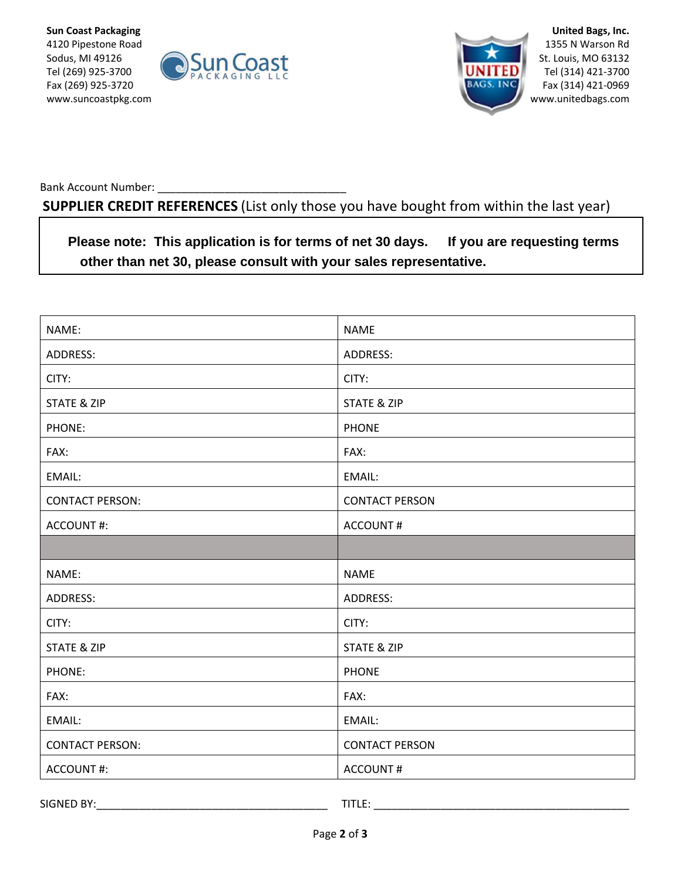**Sun Coast Packaging**
4120 Pipestone Road
Sodus, MI 49126
Tel (269) 925-3700
Fax (269) 925-3720
www.suncoastpkg.com

**United Bags, Inc.**
1355 N Warson Rd
St. Louis, MO 63132
Tel (314) 421-3700
Fax (314) 421-0969
www.unitedbags.com

Bank Account Number: _______________________________

**SUPPLIER CREDIT REFERENCES** (List only those you have bought from within the last year)

> **Please note: This application is for terms of net 30 days. If you are requesting terms other than net 30, please consult with your sales representative.**

| | |
|---|---|
| NAME: | NAME |
| ADDRESS: | ADDRESS: |
| CITY: | CITY: |
| STATE & ZIP | STATE & ZIP |
| PHONE: | PHONE |
| FAX: | FAX: |
| EMAIL: | EMAIL: |
| CONTACT PERSON: | CONTACT PERSON |
| ACCOUNT #: | ACCOUNT # |
| | |
| NAME: | NAME |
| ADDRESS: | ADDRESS: |
| CITY: | CITY: |
| STATE & ZIP | STATE & ZIP |
| PHONE: | PHONE |
| FAX: | FAX: |
| EMAIL: | EMAIL: |
| CONTACT PERSON: | CONTACT PERSON |
| ACCOUNT #: | ACCOUNT # |

SIGNED BY:________________________________________ TITLE: ____________________________________________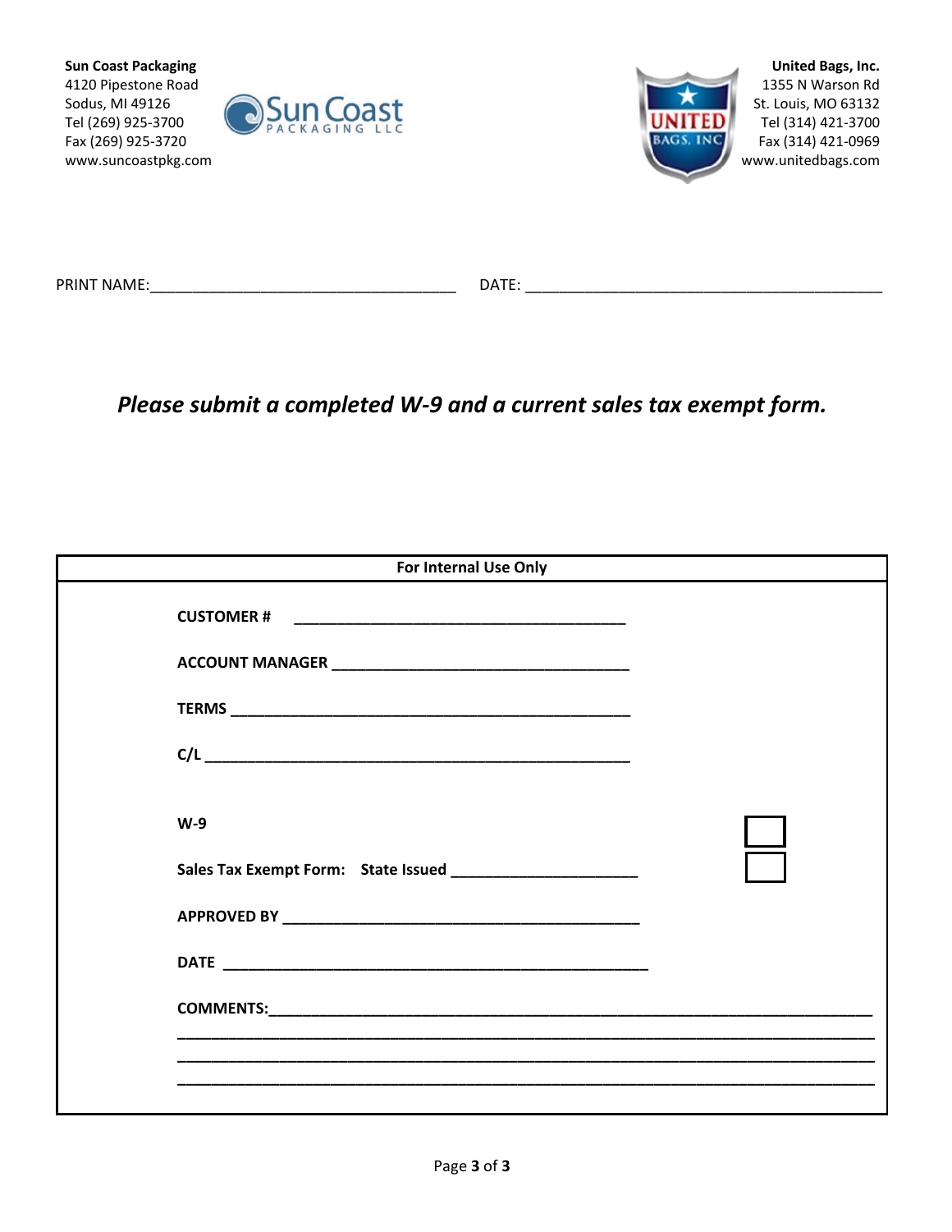**Sun Coast Packaging**
4120 Pipestone Road
Sodus, MI 49126
Tel (269) 925-3700
Fax (269) 925-3720
www.suncoastpkg.com

**United Bags, Inc.**
1355 N Warson Rd
St. Louis, MO 63132
Tel (314) 421-3700
Fax (314) 421-0969
www.unitedbags.com

PRINT NAME:____________________________________ DATE: __________________________________________

***Please submit a completed W-9 and a current sales tax exempt form.***

**For Internal Use Only**

**CUSTOMER #** _______________________________________

**ACCOUNT MANAGER** ___________________________________

**TERMS** _______________________________________________

**C/L** _________________________________________________

**W-9** ☐

**Sales Tax Exempt Form: State Issued** ______________________ ☐

**APPROVED BY** _________________________________________

**DATE** __________________________________________________

**COMMENTS:**________________________________________________________________________
_____________________________________________________________________________________
_____________________________________________________________________________________
_____________________________________________________________________________________